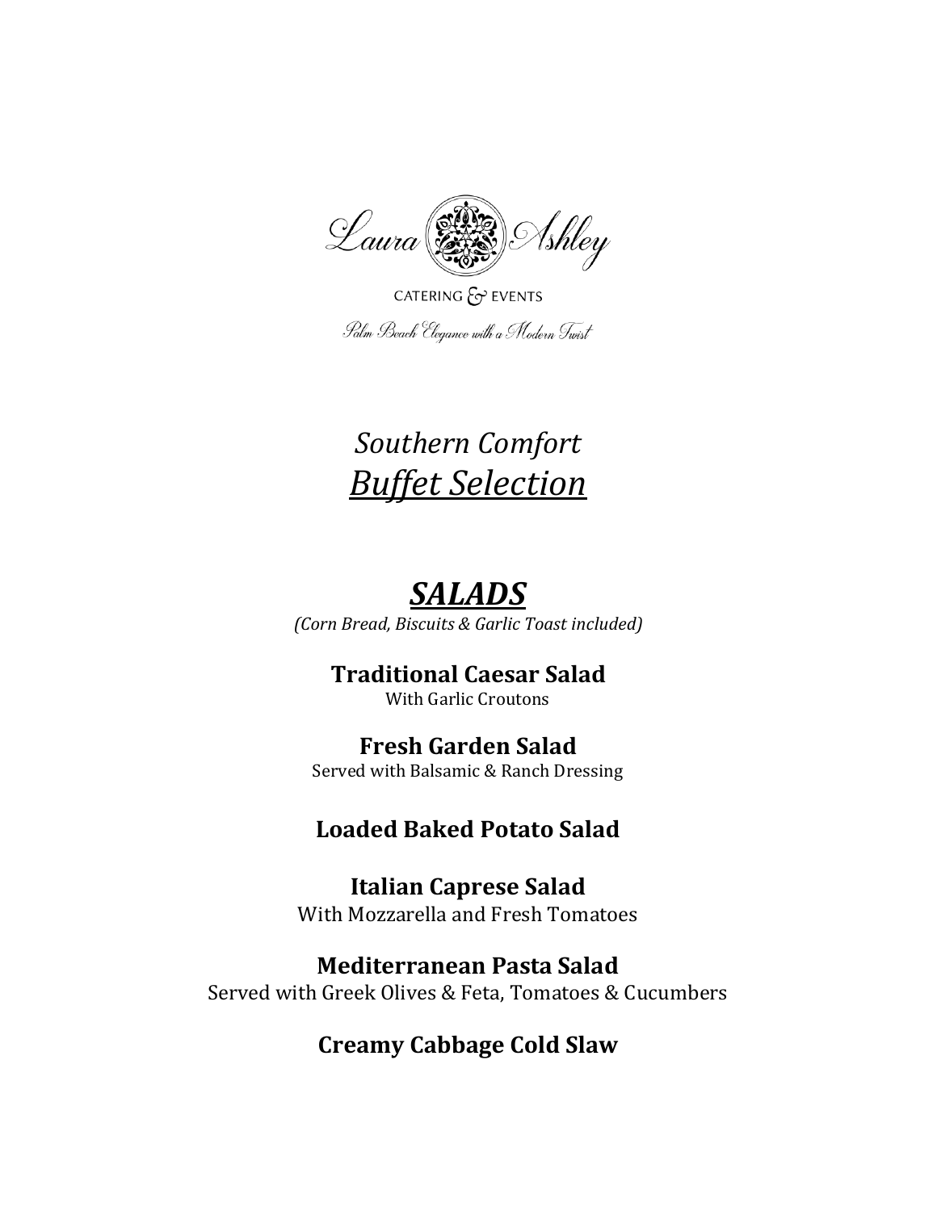Laura Ashley

CATERING & EVENTS

*Palm Beach Elegance with a Modern Twist*

# *Southern Comfort*
# *Buffet Selection*

## ***SALADS***

*(Corn Bread, Biscuits & Garlic Toast included)*

**Traditional Caesar Salad**
With Garlic Croutons

**Fresh Garden Salad**
Served with Balsamic & Ranch Dressing

**Loaded Baked Potato Salad**

**Italian Caprese Salad**
With Mozzarella and Fresh Tomatoes

**Mediterranean Pasta Salad**
Served with Greek Olives & Feta, Tomatoes & Cucumbers

**Creamy Cabbage Cold Slaw**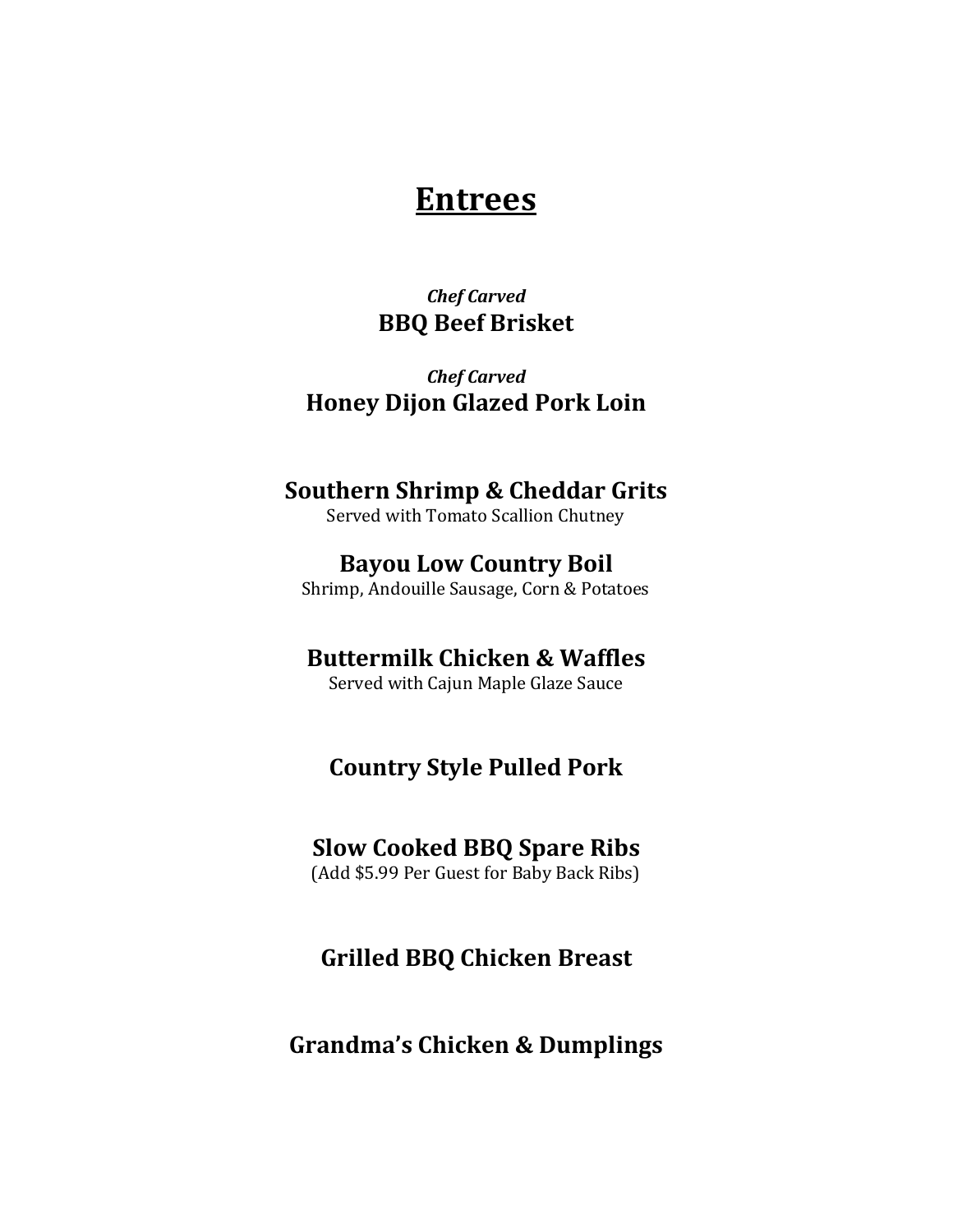# Entrees

*Chef Carved*
**BBQ Beef Brisket**

*Chef Carved*
**Honey Dijon Glazed Pork Loin**

**Southern Shrimp & Cheddar Grits**
Served with Tomato Scallion Chutney

**Bayou Low Country Boil**
Shrimp, Andouille Sausage, Corn & Potatoes

**Buttermilk Chicken & Waffles**
Served with Cajun Maple Glaze Sauce

**Country Style Pulled Pork**

**Slow Cooked BBQ Spare Ribs**
(Add $5.99 Per Guest for Baby Back Ribs)

**Grilled BBQ Chicken Breast**

**Grandma's Chicken & Dumplings**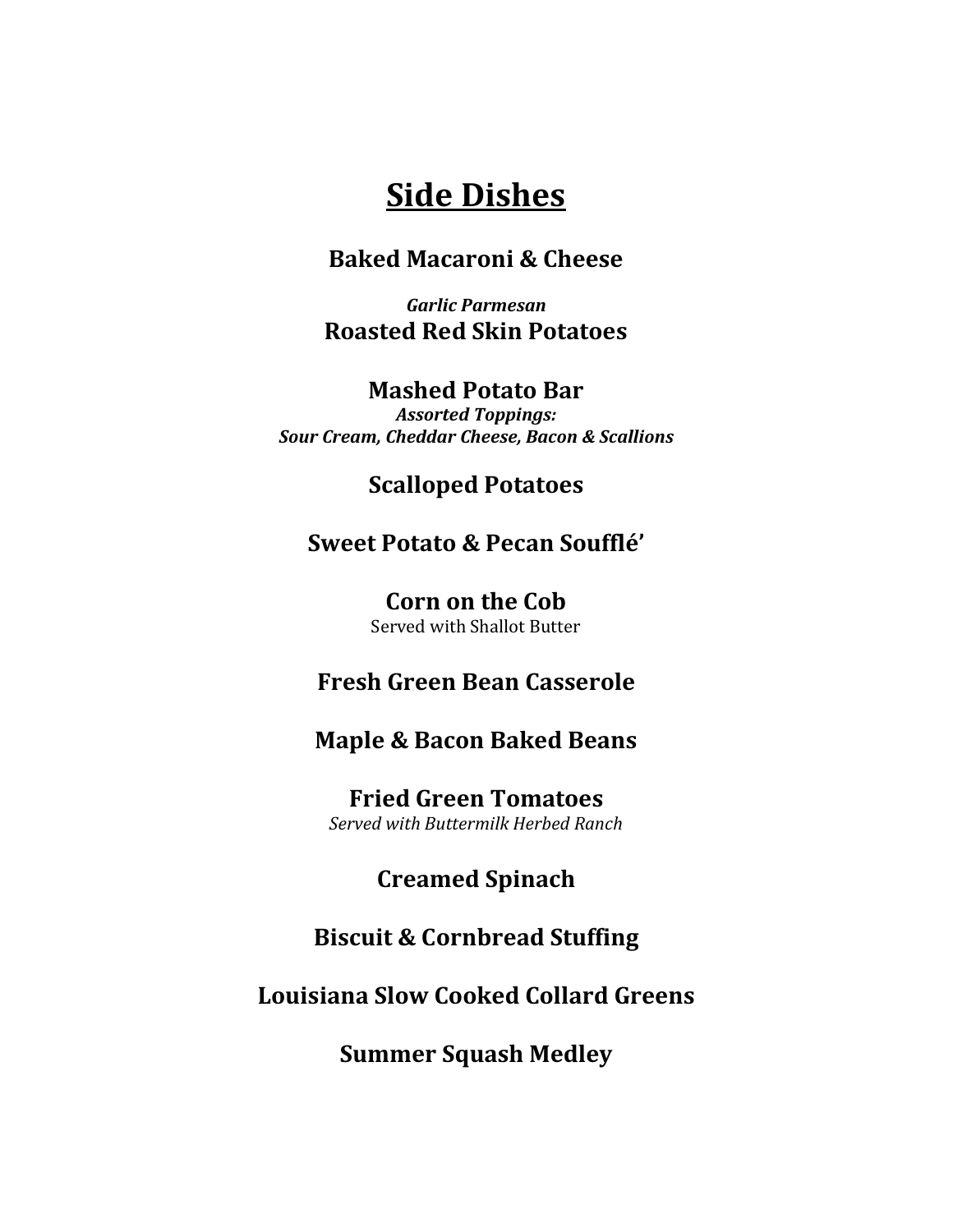# Side Dishes

**Baked Macaroni & Cheese**

***Garlic Parmesan***
**Roasted Red Skin Potatoes**

**Mashed Potato Bar**
***Assorted Toppings:***
***Sour Cream, Cheddar Cheese, Bacon & Scallions***

**Scalloped Potatoes**

**Sweet Potato & Pecan Soufflé'**

**Corn on the Cob**
Served with Shallot Butter

**Fresh Green Bean Casserole**

**Maple & Bacon Baked Beans**

**Fried Green Tomatoes**
*Served with Buttermilk Herbed Ranch*

**Creamed Spinach**

**Biscuit & Cornbread Stuffing**

**Louisiana Slow Cooked Collard Greens**

**Summer Squash Medley**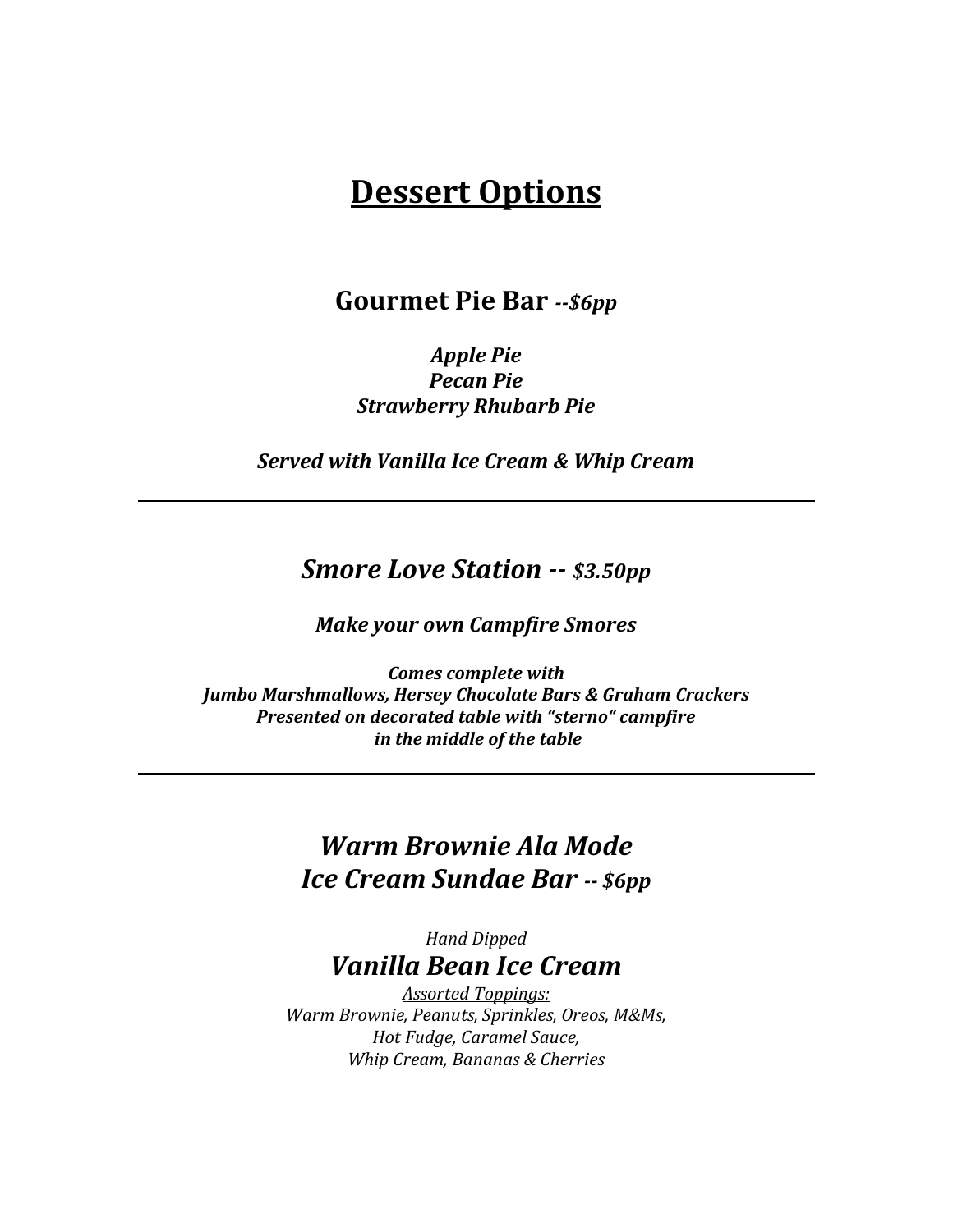# Dessert Options

## Gourmet Pie Bar *--$6pp*

***Apple Pie***
***Pecan Pie***
***Strawberry Rhubarb Pie***

***Served with Vanilla Ice Cream & Whip Cream***

---

## *Smore Love Station -- $3.50pp*

***Make your own Campfire Smores***

***Comes complete with***
***Jumbo Marshmallows, Hersey Chocolate Bars & Graham Crackers***
***Presented on decorated table with "sterno" campfire***
***in the middle of the table***

---

## *Warm Brownie Ala Mode*
## *Ice Cream Sundae Bar -- $6pp*

*Hand Dipped*

### *Vanilla Bean Ice Cream*

*Assorted Toppings:*
*Warm Brownie, Peanuts, Sprinkles, Oreos, M&Ms,*
*Hot Fudge, Caramel Sauce,*
*Whip Cream, Bananas & Cherries*